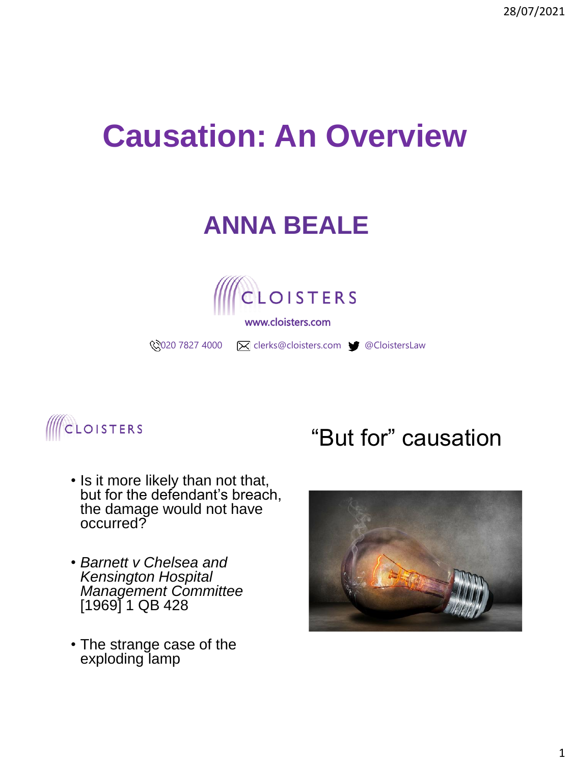# Causation: An Overview

## ANNA BEALE

CLOISTERS

www.cloisters.com

020 7827 4000 clerks@cloisters.com @CloistersLaw

---

CLOISTERS

## "But for" causation

- Is it more likely than not that, but for the defendant's breach, the damage would not have occurred?
- *Barnett v Chelsea and Kensington Hospital Management Committee* [1969] 1 QB 428
- The strange case of the exploding lamp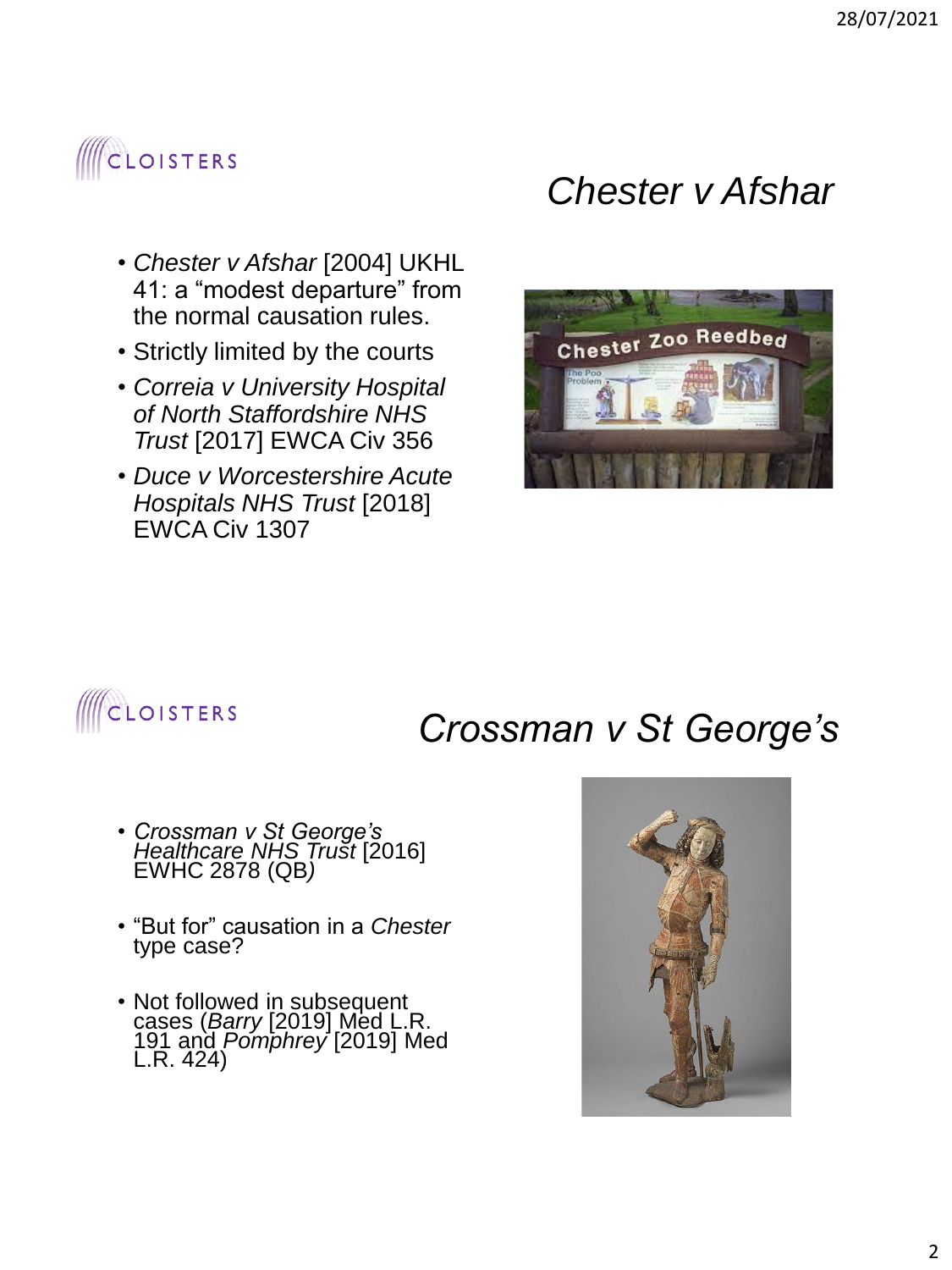## *Chester v Afshar*

- *Chester v Afshar* [2004] UKHL 41: a "modest departure" from the normal causation rules.
- Strictly limited by the courts
- *Correia v University Hospital of North Staffordshire NHS Trust* [2017] EWCA Civ 356
- *Duce v Worcestershire Acute Hospitals NHS Trust* [2018] EWCA Civ 1307

## *Crossman v St George's*

- *Crossman v St George's Healthcare NHS Trust* [2016] EWHC 2878 (QB)
- "But for" causation in a *Chester* type case?
- Not followed in subsequent cases (*Barry* [2019] Med L.R. 191 and *Pomphrey* [2019] Med L.R. 424)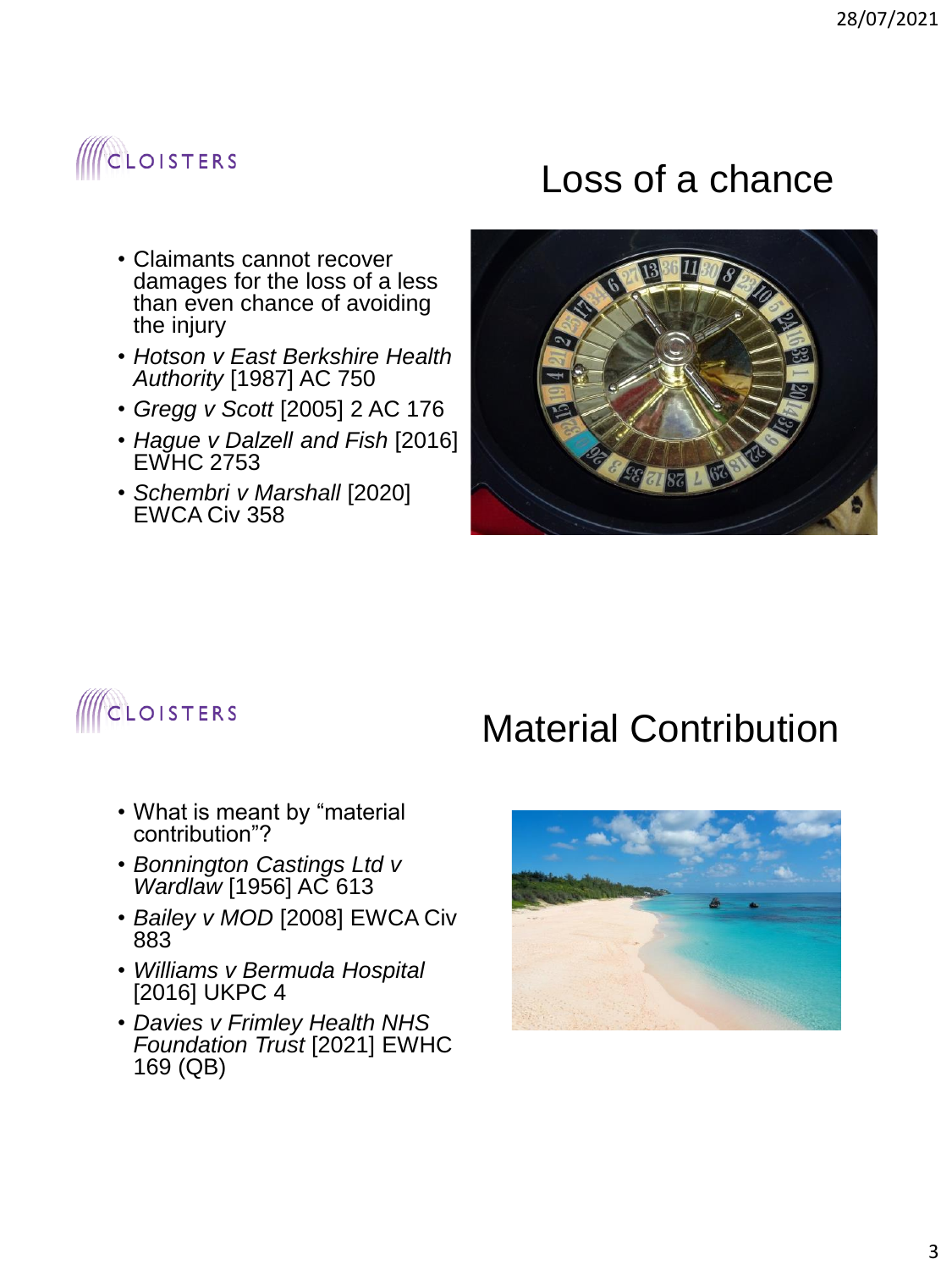## Loss of a chance

- Claimants cannot recover damages for the loss of a less than even chance of avoiding the injury
- *Hotson v East Berkshire Health Authority* [1987] AC 750
- *Gregg v Scott* [2005] 2 AC 176
- *Hague v Dalzell and Fish* [2016] EWHC 2753
- *Schembri v Marshall* [2020] EWCA Civ 358

## Material Contribution

- What is meant by “material contribution”?
- *Bonnington Castings Ltd v Wardlaw* [1956] AC 613
- *Bailey v MOD* [2008] EWCA Civ 883
- *Williams v Bermuda Hospital* [2016] UKPC 4
- *Davies v Frimley Health NHS Foundation Trust* [2021] EWHC 169 (QB)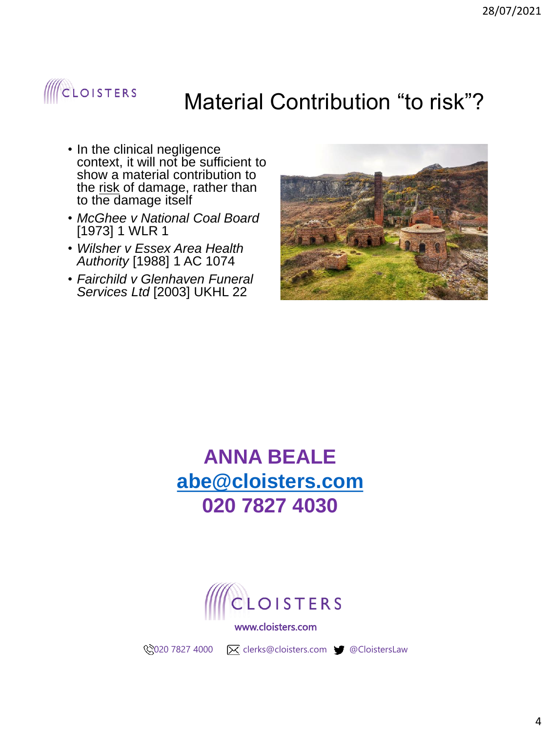# Material Contribution "to risk"?

- In the clinical negligence context, it will not be sufficient to show a material contribution to the risk of damage, rather than to the damage itself
- *McGhee v National Coal Board* [1973] 1 WLR 1
- *Wilsher v Essex Area Health Authority* [1988] 1 AC 1074
- *Fairchild v Glenhaven Funeral Services Ltd* [2003] UKHL 22

**ANNA BEALE**
**abe@cloisters.com**
**020 7827 4030**

CLOISTERS

www.cloisters.com

020 7827 4000 clerks@cloisters.com @CloistersLaw